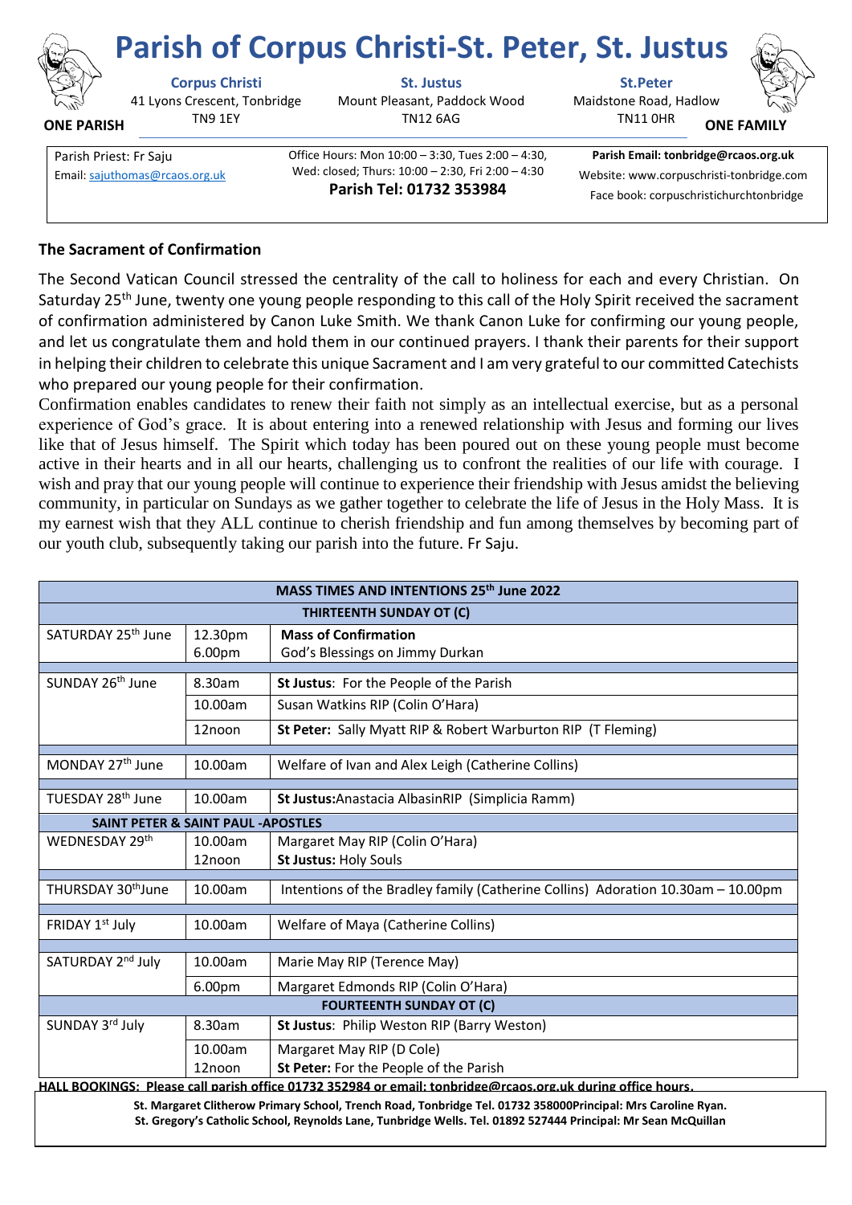# Parish of Corpus Christi-St. Peter, St. Justus

**ONE PARISH** | **ONE FAMILY**

**Corpus Christi**
41 Lyons Crescent, Tonbridge
TN9 1EY

**St. Justus**
Mount Pleasant, Paddock Wood
TN12 6AG

**St.Peter**
Maidstone Road, Hadlow
TN11 0HR

Parish Priest: Fr Saju
Email: sajuthomas@rcaos.org.uk

Office Hours: Mon 10:00 – 3:30, Tues 2:00 – 4:30, Wed: closed; Thurs: 10:00 – 2:30, Fri 2:00 – 4:30
**Parish Tel: 01732 353984**

**Parish Email: tonbridge@rcaos.org.uk**
Website: www.corpuschristi-tonbridge.com
Face book: corpuschristichurchtonbridge

## The Sacrament of Confirmation

The Second Vatican Council stressed the centrality of the call to holiness for each and every Christian. On Saturday 25th June, twenty one young people responding to this call of the Holy Spirit received the sacrament of confirmation administered by Canon Luke Smith. We thank Canon Luke for confirming our young people, and let us congratulate them and hold them in our continued prayers. I thank their parents for their support in helping their children to celebrate this unique Sacrament and I am very grateful to our committed Catechists who prepared our young people for their confirmation.

Confirmation enables candidates to renew their faith not simply as an intellectual exercise, but as a personal experience of God's grace. It is about entering into a renewed relationship with Jesus and forming our lives like that of Jesus himself. The Spirit which today has been poured out on these young people must become active in their hearts and in all our hearts, challenging us to confront the realities of our life with courage. I wish and pray that our young people will continue to experience their friendship with Jesus amidst the believing community, in particular on Sundays as we gather together to celebrate the life of Jesus in the Holy Mass. It is my earnest wish that they ALL continue to cherish friendship and fun among themselves by becoming part of our youth club, subsequently taking our parish into the future. Fr Saju.

| MASS TIMES AND INTENTIONS 25th June 2022 | | |
|---|---|---|
| **THIRTEENTH SUNDAY OT (C)** | | |
| SATURDAY 25th June | 12.30pm<br>6.00pm | **Mass of Confirmation**<br>God's Blessings on Jimmy Durkan |
| SUNDAY 26th June | 8.30am | **St Justus**: For the People of the Parish |
| | 10.00am | Susan Watkins RIP (Colin O'Hara) |
| | 12noon | **St Peter:** Sally Myatt RIP & Robert Warburton RIP (T Fleming) |
| MONDAY 27th June | 10.00am | Welfare of Ivan and Alex Leigh (Catherine Collins) |
| TUESDAY 28th June | 10.00am | **St Justus:**Anastacia AlbasinRIP (Simplicia Ramm) |
| **SAINT PETER & SAINT PAUL -APOSTLES** | | |
| WEDNESDAY 29th | 10.00am<br>12noon | Margaret May RIP (Colin O'Hara)<br>**St Justus:** Holy Souls |
| THURSDAY 30thJune | 10.00am | Intentions of the Bradley family (Catherine Collins) Adoration 10.30am – 10.00pm |
| FRIDAY 1st July | 10.00am | Welfare of Maya (Catherine Collins) |
| SATURDAY 2nd July | 10.00am | Marie May RIP (Terence May) |
| | 6.00pm | Margaret Edmonds RIP (Colin O'Hara) |
| **FOURTEENTH SUNDAY OT (C)** | | |
| SUNDAY 3rd July | 8.30am | **St Justus**: Philip Weston RIP (Barry Weston) |
| | 10.00am<br>12noon | Margaret May RIP (D Cole)<br>**St Peter:** For the People of the Parish |

**HALL BOOKINGS: Please call parish office 01732 352984 or email: tonbridge@rcaos.org.uk during office hours.**

**St. Margaret Clitherow Primary School, Trench Road, Tonbridge Tel. 01732 358000Principal: Mrs Caroline Ryan.**
**St. Gregory's Catholic School, Reynolds Lane, Tunbridge Wells. Tel. 01892 527444 Principal: Mr Sean McQuillan**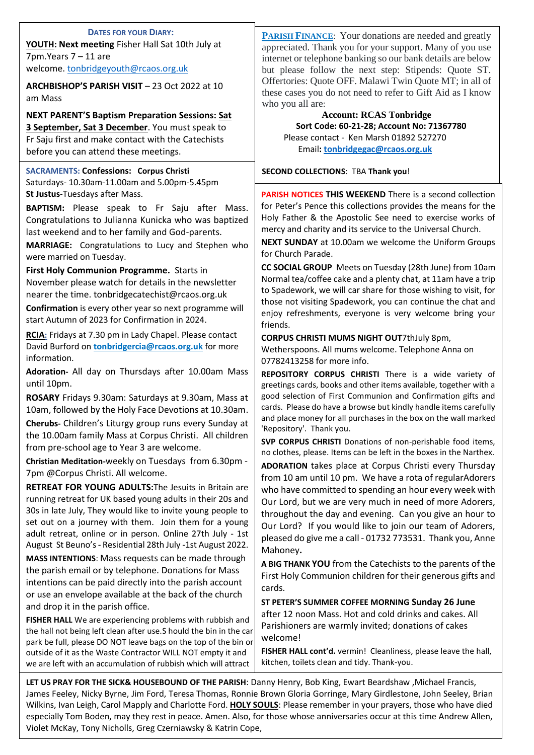### DATES FOR YOUR DIARY:

**YOUTH: Next meeting** Fisher Hall Sat 10th July at 7pm.Years 7 – 11 are welcome. tonbridgeyouth@rcaos.org.uk

**ARCHBISHOP'S PARISH VISIT** – 23 Oct 2022 at 10 am Mass

**NEXT PARENT'S Baptism Preparation Sessions: Sat 3 September, Sat 3 December**. You must speak to Fr Saju first and make contact with the Catechists before you can attend these meetings.

**SACRAMENTS: Confessions: Corpus Christi** Saturdays- 10.30am-11.00am and 5.00pm-5.45pm **St Justus**-Tuesdays after Mass.

**BAPTISM:** Please speak to Fr Saju after Mass. Congratulations to Julianna Kunicka who was baptized last weekend and to her family and God-parents.

**MARRIAGE:** Congratulations to Lucy and Stephen who were married on Tuesday.

**First Holy Communion Programme.** Starts in November please watch for details in the newsletter nearer the time. tonbridgecatechist@rcaos.org.uk

**Confirmation** is every other year so next programme will start Autumn of 2023 for Confirmation in 2024.

**RCIA:** Fridays at 7.30 pm in Lady Chapel. Please contact David Burford on **tonbridgercia@rcaos.org.uk** for more information.

**Adoration-** All day on Thursdays after 10.00am Mass until 10pm.

**ROSARY** Fridays 9.30am: Saturdays at 9.30am, Mass at 10am, followed by the Holy Face Devotions at 10.30am.

**Cherubs-** Children's Liturgy group runs every Sunday at the 10.00am family Mass at Corpus Christi. All children from pre-school age to Year 3 are welcome.

**Christian Meditation**-weekly on Tuesdays from 6.30pm - 7pm @Corpus Christi. All welcome.

**RETREAT FOR YOUNG ADULTS:**The Jesuits in Britain are running retreat for UK based young adults in their 20s and 30s in late July, They would like to invite young people to set out on a journey with them. Join them for a young adult retreat, online or in person. Online 27th July - 1st August St Beuno's - Residential 28th July -1st August 2022.

**MASS INTENTIONS**: Mass requests can be made through the parish email or by telephone. Donations for Mass intentions can be paid directly into the parish account or use an envelope available at the back of the church and drop it in the parish office.

**FISHER HALL** We are experiencing problems with rubbish and the hall not being left clean after use.S hould the bin in the car park be full, please DO NOT leave bags on the top of the bin or outside of it as the Waste Contractor WILL NOT empty it and we are left with an accumulation of rubbish which will attract

**PARISH FINANCE**: Your donations are needed and greatly appreciated. Thank you for your support. Many of you use internet or telephone banking so our bank details are below but please follow the next step: Stipends: Quote ST. Offertories: Quote OFF. Malawi Twin Quote MT; in all of these cases you do not need to refer to Gift Aid as I know who you all are:

**Account: RCAS Tonbridge**
**Sort Code: 60-21-28; Account No: 71367780**
Please contact - Ken Marsh 01892 527270
Email**: tonbridgegac@rcaos.org.uk**

**SECOND COLLECTIONS**: TBA **Thank you**!

**PARISH NOTICES THIS WEEKEND** There is a second collection for Peter's Pence this collections provides the means for the Holy Father & the Apostolic See need to exercise works of mercy and charity and its service to the Universal Church.

**NEXT SUNDAY** at 10.00am we welcome the Uniform Groups for Church Parade.

**CC SOCIAL GROUP** Meets on Tuesday (28th June) from 10am Normal tea/coffee cake and a plenty chat, at 11am have a trip to Spadework, we will car share for those wishing to visit, for those not visiting Spadework, you can continue the chat and enjoy refreshments, everyone is very welcome bring your friends.

**CORPUS CHRISTI MUMS NIGHT OUT**7thJuly 8pm, Wetherspoons. All mums welcome. Telephone Anna on 07782413258 for more info.

**REPOSITORY CORPUS CHRISTI** There is a wide variety of greetings cards, books and other items available, together with a good selection of First Communion and Confirmation gifts and cards. Please do have a browse but kindly handle items carefully and place money for all purchases in the box on the wall marked 'Repository'. Thank you.

**SVP CORPUS CHRISTI** Donations of non-perishable food items, no clothes, please. Items can be left in the boxes in the Narthex.

**ADORATION** takes place at Corpus Christi every Thursday from 10 am until 10 pm. We have a rota of regularAdorers who have committed to spending an hour every week with Our Lord, but we are very much in need of more Adorers, throughout the day and evening. Can you give an hour to Our Lord? If you would like to join our team of Adorers, pleased do give me a call - 01732 773531. Thank you, Anne Mahoney**.**

**A BIG THANK YOU** from the Catechists to the parents of the First Holy Communion children for their generous gifts and cards.

**ST PETER'S SUMMER COFFEE MORNING Sunday 26 June** after 12 noon Mass. Hot and cold drinks and cakes. All Parishioners are warmly invited; donations of cakes welcome!

**FISHER HALL cont'd.** vermin! Cleanliness, please leave the hall, kitchen, toilets clean and tidy. Thank-you.

**LET US PRAY FOR THE SICK& HOUSEBOUND OF THE PARISH**: Danny Henry, Bob King, Ewart Beardshaw ,Michael Francis, James Feeley, Nicky Byrne, Jim Ford, Teresa Thomas, Ronnie Brown Gloria Gorringe, Mary Girdlestone, John Seeley, Brian Wilkins, Ivan Leigh, Carol Mapply and Charlotte Ford. **HOLY SOULS**: Please remember in your prayers, those who have died especially Tom Boden, may they rest in peace. Amen. Also, for those whose anniversaries occur at this time Andrew Allen, Violet McKay, Tony Nicholls, Greg Czerniawsky & Katrin Cope,